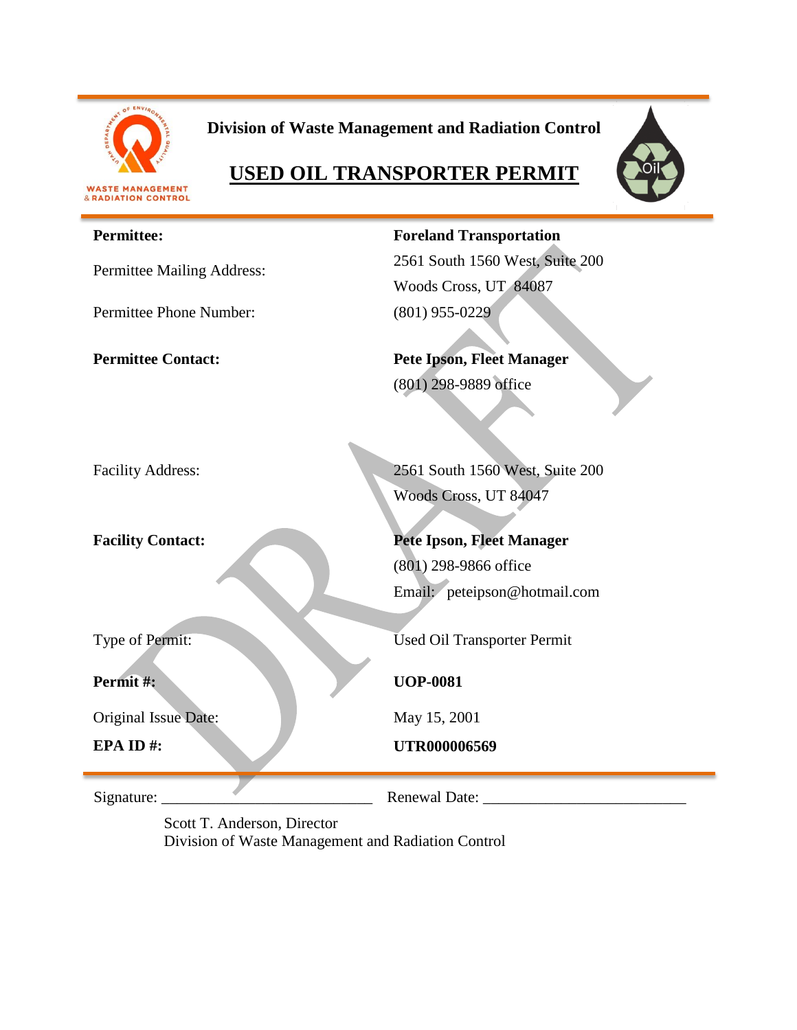**Division of Waste Management and Radiation Control**

# USED OIL TRANSPORTER PERMIT

| | |
|---|---|
| **Permittee:** | **Foreland Transportation** |
| Permittee Mailing Address: | 2561 South 1560 West, Suite 200<br>Woods Cross, UT 84087 |
| Permittee Phone Number: | (801) 955-0229 |
| **Permittee Contact:** | **Pete Ipson, Fleet Manager**<br>(801) 298-9889 office |
| Facility Address: | 2561 South 1560 West, Suite 200<br>Woods Cross, UT 84047 |
| **Facility Contact:** | **Pete Ipson, Fleet Manager**<br>(801) 298-9866 office<br>Email: peteipson@hotmail.com |
| Type of Permit: | Used Oil Transporter Permit |
| **Permit #:** | **UOP-0081** |
| Original Issue Date: | May 15, 2001 |
| **EPA ID #:** | **UTR000006569** |

Signature: ___________________________ Renewal Date: __________________________

Scott T. Anderson, Director
Division of Waste Management and Radiation Control

DRAFT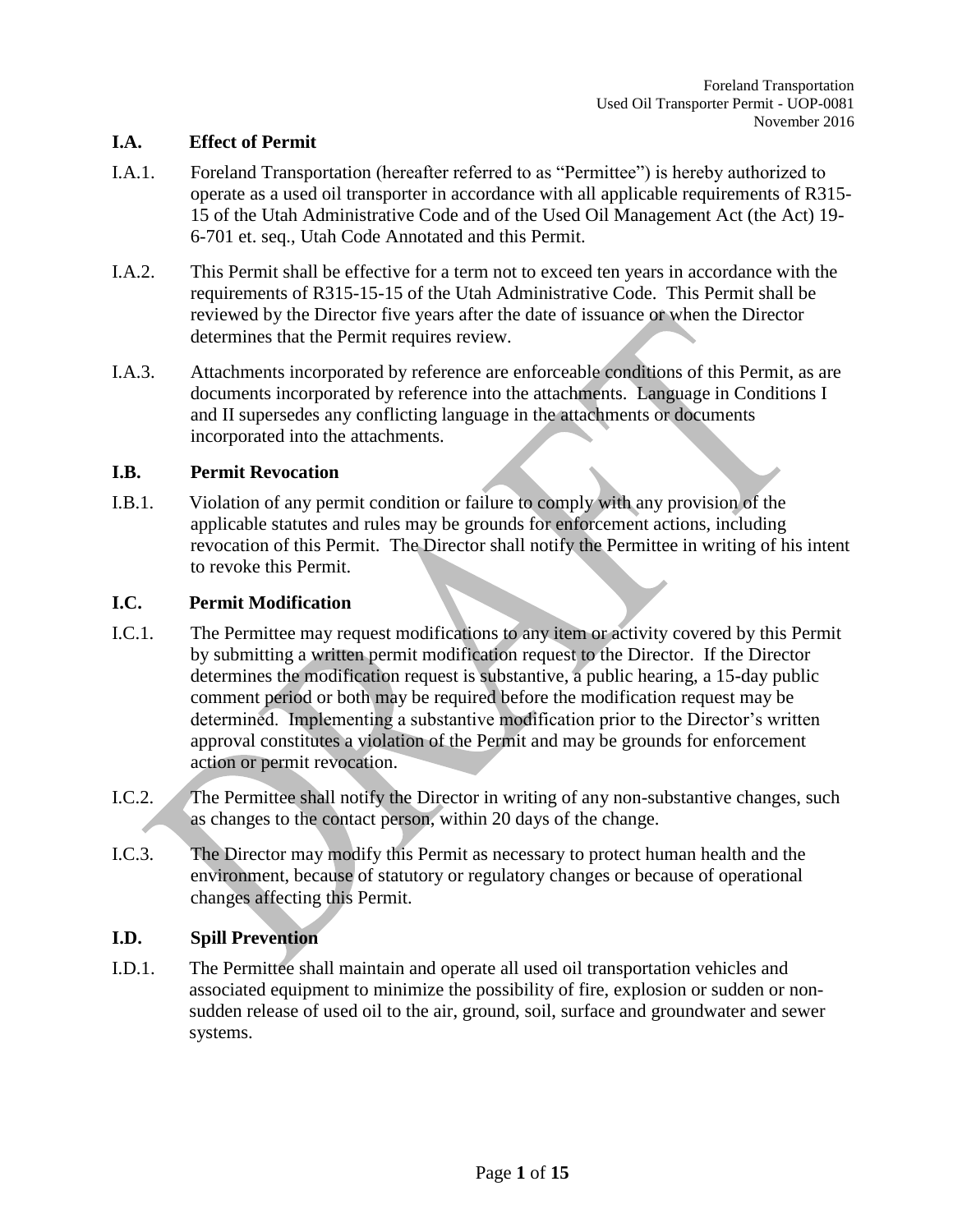## I.A. Effect of Permit

I.A.1. Foreland Transportation (hereafter referred to as "Permittee") is hereby authorized to operate as a used oil transporter in accordance with all applicable requirements of R315-15 of the Utah Administrative Code and of the Used Oil Management Act (the Act) 19-6-701 et. seq., Utah Code Annotated and this Permit.

I.A.2. This Permit shall be effective for a term not to exceed ten years in accordance with the requirements of R315-15-15 of the Utah Administrative Code. This Permit shall be reviewed by the Director five years after the date of issuance or when the Director determines that the Permit requires review.

I.A.3. Attachments incorporated by reference are enforceable conditions of this Permit, as are documents incorporated by reference into the attachments. Language in Conditions I and II supersedes any conflicting language in the attachments or documents incorporated into the attachments.

## I.B. Permit Revocation

I.B.1. Violation of any permit condition or failure to comply with any provision of the applicable statutes and rules may be grounds for enforcement actions, including revocation of this Permit. The Director shall notify the Permittee in writing of his intent to revoke this Permit.

## I.C. Permit Modification

I.C.1. The Permittee may request modifications to any item or activity covered by this Permit by submitting a written permit modification request to the Director. If the Director determines the modification request is substantive, a public hearing, a 15-day public comment period or both may be required before the modification request may be determined. Implementing a substantive modification prior to the Director's written approval constitutes a violation of the Permit and may be grounds for enforcement action or permit revocation.

I.C.2. The Permittee shall notify the Director in writing of any non-substantive changes, such as changes to the contact person, within 20 days of the change.

I.C.3. The Director may modify this Permit as necessary to protect human health and the environment, because of statutory or regulatory changes or because of operational changes affecting this Permit.

## I.D. Spill Prevention

I.D.1. The Permittee shall maintain and operate all used oil transportation vehicles and associated equipment to minimize the possibility of fire, explosion or sudden or non-sudden release of used oil to the air, ground, soil, surface and groundwater and sewer systems.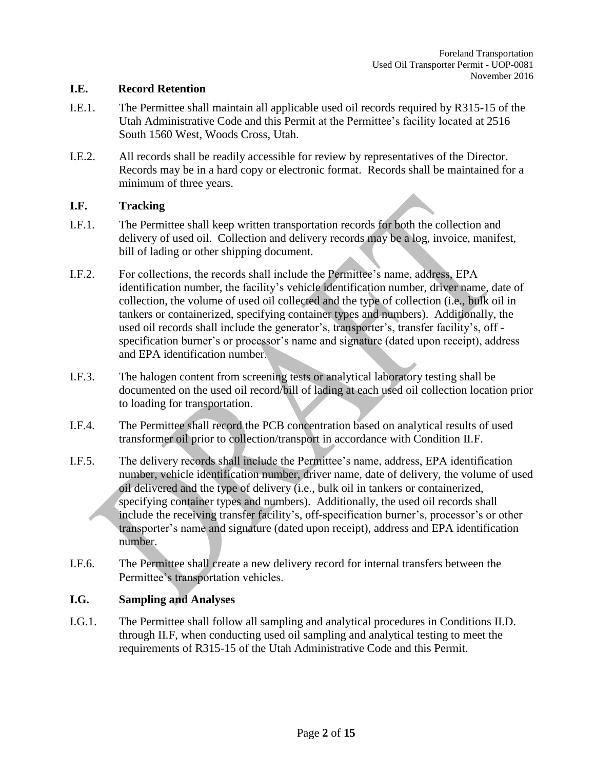### I.E. Record Retention

I.E.1. The Permittee shall maintain all applicable used oil records required by R315-15 of the Utah Administrative Code and this Permit at the Permittee's facility located at 2516 South 1560 West, Woods Cross, Utah.

I.E.2. All records shall be readily accessible for review by representatives of the Director. Records may be in a hard copy or electronic format. Records shall be maintained for a minimum of three years.

### I.F. Tracking

I.F.1. The Permittee shall keep written transportation records for both the collection and delivery of used oil. Collection and delivery records may be a log, invoice, manifest, bill of lading or other shipping document.

I.F.2. For collections, the records shall include the Permittee's name, address, EPA identification number, the facility's vehicle identification number, driver name, date of collection, the volume of used oil collected and the type of collection (i.e., bulk oil in tankers or containerized, specifying container types and numbers). Additionally, the used oil records shall include the generator's, transporter's, transfer facility's, off - specification burner's or processor's name and signature (dated upon receipt), address and EPA identification number.

I.F.3. The halogen content from screening tests or analytical laboratory testing shall be documented on the used oil record/bill of lading at each used oil collection location prior to loading for transportation.

I.F.4. The Permittee shall record the PCB concentration based on analytical results of used transformer oil prior to collection/transport in accordance with Condition II.F.

I.F.5. The delivery records shall include the Permittee's name, address, EPA identification number, vehicle identification number, driver name, date of delivery, the volume of used oil delivered and the type of delivery (i.e., bulk oil in tankers or containerized, specifying container types and numbers). Additionally, the used oil records shall include the receiving transfer facility's, off-specification burner's, processor's or other transporter's name and signature (dated upon receipt), address and EPA identification number.

I.F.6. The Permittee shall create a new delivery record for internal transfers between the Permittee's transportation vehicles.

### I.G. Sampling and Analyses

I.G.1. The Permittee shall follow all sampling and analytical procedures in Conditions II.D. through II.F, when conducting used oil sampling and analytical testing to meet the requirements of R315-15 of the Utah Administrative Code and this Permit.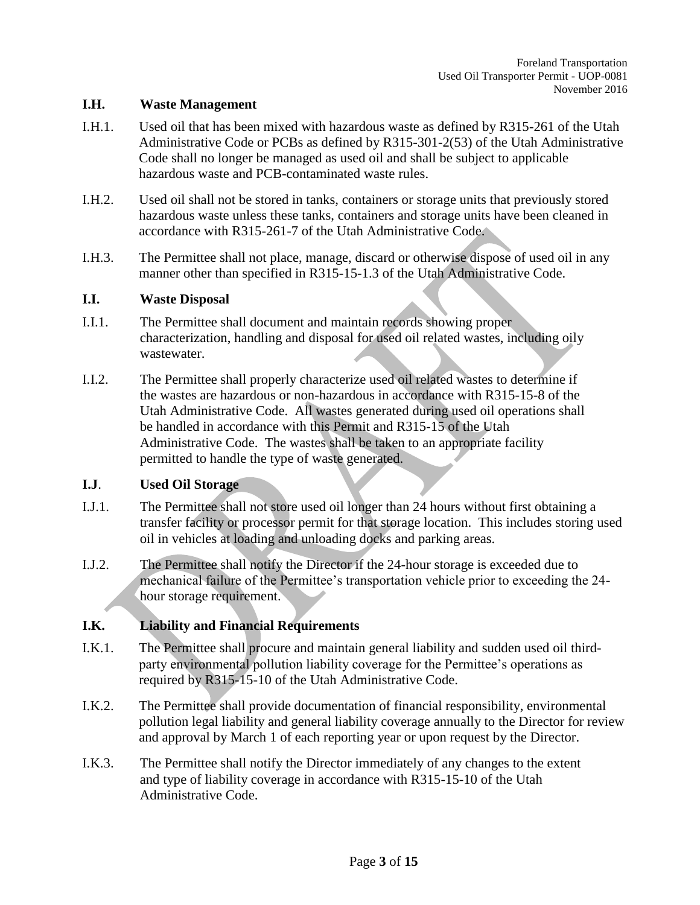## I.H. Waste Management

I.H.1. Used oil that has been mixed with hazardous waste as defined by R315-261 of the Utah Administrative Code or PCBs as defined by R315-301-2(53) of the Utah Administrative Code shall no longer be managed as used oil and shall be subject to applicable hazardous waste and PCB-contaminated waste rules.

I.H.2. Used oil shall not be stored in tanks, containers or storage units that previously stored hazardous waste unless these tanks, containers and storage units have been cleaned in accordance with R315-261-7 of the Utah Administrative Code.

I.H.3. The Permittee shall not place, manage, discard or otherwise dispose of used oil in any manner other than specified in R315-15-1.3 of the Utah Administrative Code.

## I.I. Waste Disposal

I.I.1. The Permittee shall document and maintain records showing proper characterization, handling and disposal for used oil related wastes, including oily wastewater.

I.I.2. The Permittee shall properly characterize used oil related wastes to determine if the wastes are hazardous or non-hazardous in accordance with R315-15-8 of the Utah Administrative Code. All wastes generated during used oil operations shall be handled in accordance with this Permit and R315-15 of the Utah Administrative Code. The wastes shall be taken to an appropriate facility permitted to handle the type of waste generated.

## I.J. Used Oil Storage

I.J.1. The Permittee shall not store used oil longer than 24 hours without first obtaining a transfer facility or processor permit for that storage location. This includes storing used oil in vehicles at loading and unloading docks and parking areas.

I.J.2. The Permittee shall notify the Director if the 24-hour storage is exceeded due to mechanical failure of the Permittee's transportation vehicle prior to exceeding the 24-hour storage requirement.

## I.K. Liability and Financial Requirements

I.K.1. The Permittee shall procure and maintain general liability and sudden used oil third-party environmental pollution liability coverage for the Permittee's operations as required by R315-15-10 of the Utah Administrative Code.

I.K.2. The Permittee shall provide documentation of financial responsibility, environmental pollution legal liability and general liability coverage annually to the Director for review and approval by March 1 of each reporting year or upon request by the Director.

I.K.3. The Permittee shall notify the Director immediately of any changes to the extent and type of liability coverage in accordance with R315-15-10 of the Utah Administrative Code.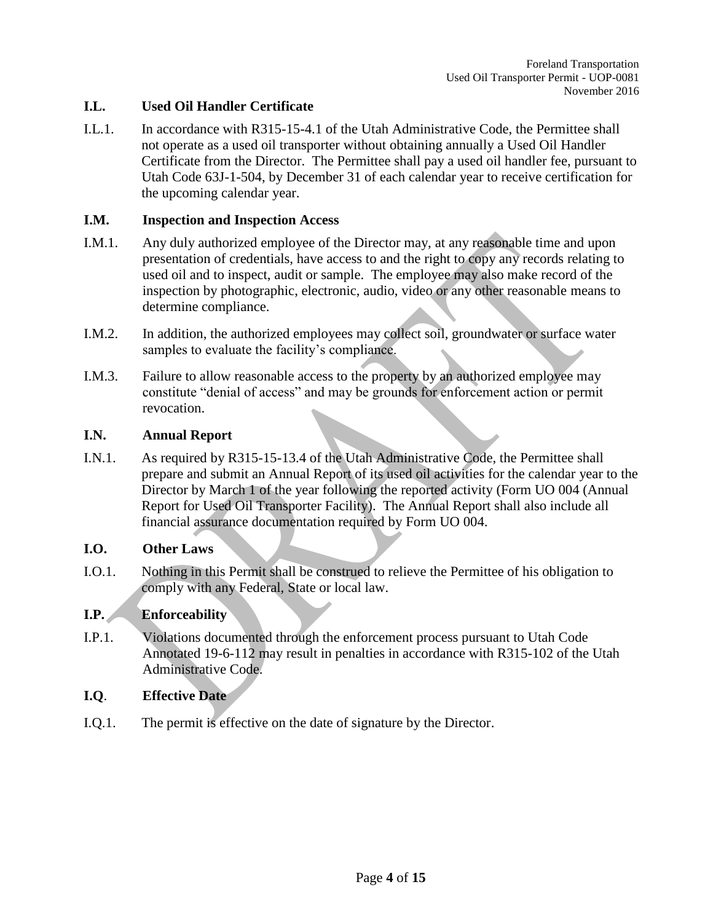### I.L. Used Oil Handler Certificate

I.L.1. In accordance with R315-15-4.1 of the Utah Administrative Code, the Permittee shall not operate as a used oil transporter without obtaining annually a Used Oil Handler Certificate from the Director. The Permittee shall pay a used oil handler fee, pursuant to Utah Code 63J-1-504, by December 31 of each calendar year to receive certification for the upcoming calendar year.

### I.M. Inspection and Inspection Access

I.M.1. Any duly authorized employee of the Director may, at any reasonable time and upon presentation of credentials, have access to and the right to copy any records relating to used oil and to inspect, audit or sample. The employee may also make record of the inspection by photographic, electronic, audio, video or any other reasonable means to determine compliance.

I.M.2. In addition, the authorized employees may collect soil, groundwater or surface water samples to evaluate the facility's compliance.

I.M.3. Failure to allow reasonable access to the property by an authorized employee may constitute "denial of access" and may be grounds for enforcement action or permit revocation.

### I.N. Annual Report

I.N.1. As required by R315-15-13.4 of the Utah Administrative Code, the Permittee shall prepare and submit an Annual Report of its used oil activities for the calendar year to the Director by March 1 of the year following the reported activity (Form UO 004 (Annual Report for Used Oil Transporter Facility). The Annual Report shall also include all financial assurance documentation required by Form UO 004.

### I.O. Other Laws

I.O.1. Nothing in this Permit shall be construed to relieve the Permittee of his obligation to comply with any Federal, State or local law.

### I.P. Enforceability

I.P.1. Violations documented through the enforcement process pursuant to Utah Code Annotated 19-6-112 may result in penalties in accordance with R315-102 of the Utah Administrative Code.

### I.Q. Effective Date

I.Q.1. The permit is effective on the date of signature by the Director.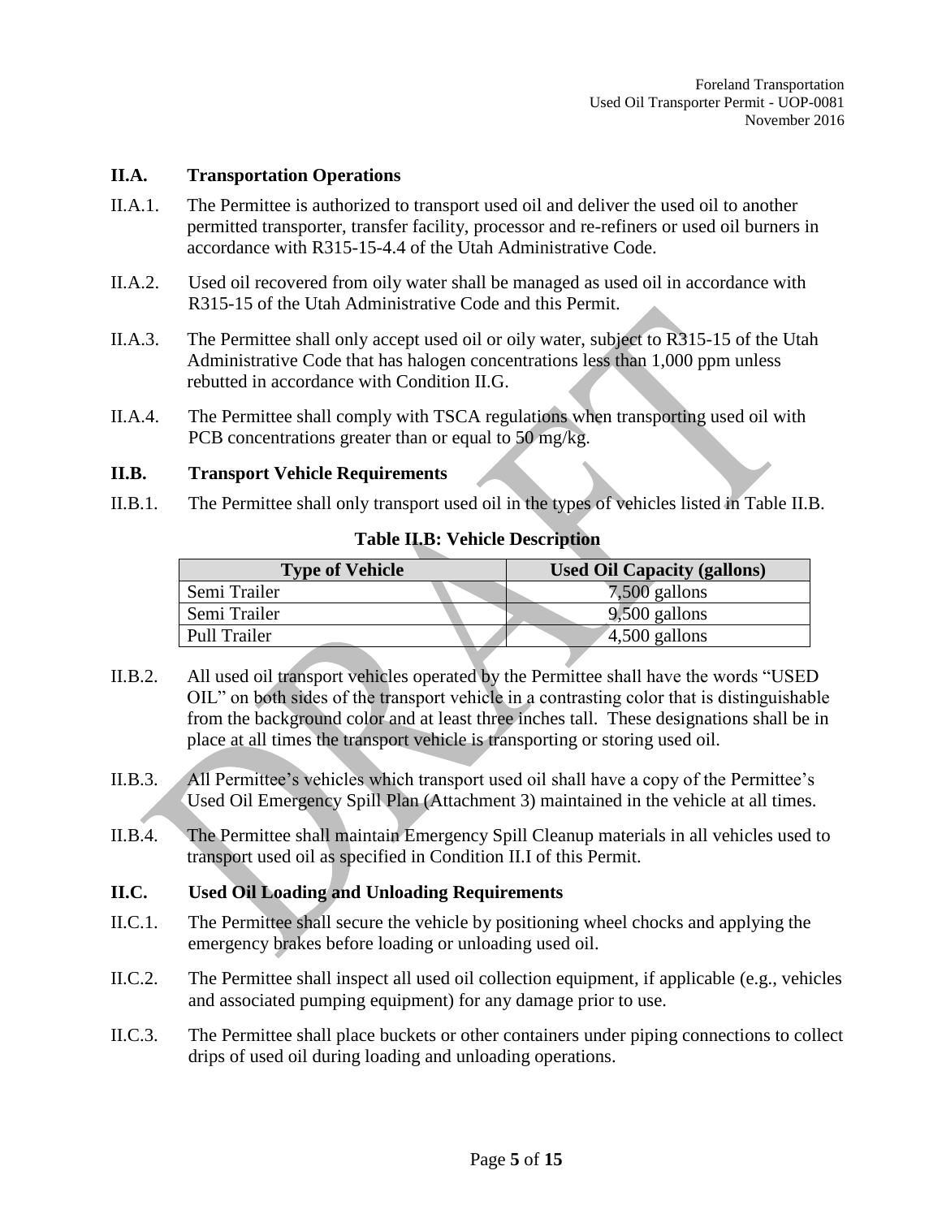### II.A. Transportation Operations

II.A.1. The Permittee is authorized to transport used oil and deliver the used oil to another permitted transporter, transfer facility, processor and re-refiners or used oil burners in accordance with R315-15-4.4 of the Utah Administrative Code.

II.A.2. Used oil recovered from oily water shall be managed as used oil in accordance with R315-15 of the Utah Administrative Code and this Permit.

II.A.3. The Permittee shall only accept used oil or oily water, subject to R315-15 of the Utah Administrative Code that has halogen concentrations less than 1,000 ppm unless rebutted in accordance with Condition II.G.

II.A.4. The Permittee shall comply with TSCA regulations when transporting used oil with PCB concentrations greater than or equal to 50 mg/kg.

### II.B. Transport Vehicle Requirements

II.B.1. The Permittee shall only transport used oil in the types of vehicles listed in Table II.B.

**Table II.B: Vehicle Description**

| Type of Vehicle | Used Oil Capacity (gallons) |
|---|---|
| Semi Trailer | 7,500 gallons |
| Semi Trailer | 9,500 gallons |
| Pull Trailer | 4,500 gallons |

II.B.2. All used oil transport vehicles operated by the Permittee shall have the words "USED OIL" on both sides of the transport vehicle in a contrasting color that is distinguishable from the background color and at least three inches tall. These designations shall be in place at all times the transport vehicle is transporting or storing used oil.

II.B.3. All Permittee's vehicles which transport used oil shall have a copy of the Permittee's Used Oil Emergency Spill Plan (Attachment 3) maintained in the vehicle at all times.

II.B.4. The Permittee shall maintain Emergency Spill Cleanup materials in all vehicles used to transport used oil as specified in Condition II.I of this Permit.

### II.C. Used Oil Loading and Unloading Requirements

II.C.1. The Permittee shall secure the vehicle by positioning wheel chocks and applying the emergency brakes before loading or unloading used oil.

II.C.2. The Permittee shall inspect all used oil collection equipment, if applicable (e.g., vehicles and associated pumping equipment) for any damage prior to use.

II.C.3. The Permittee shall place buckets or other containers under piping connections to collect drips of used oil during loading and unloading operations.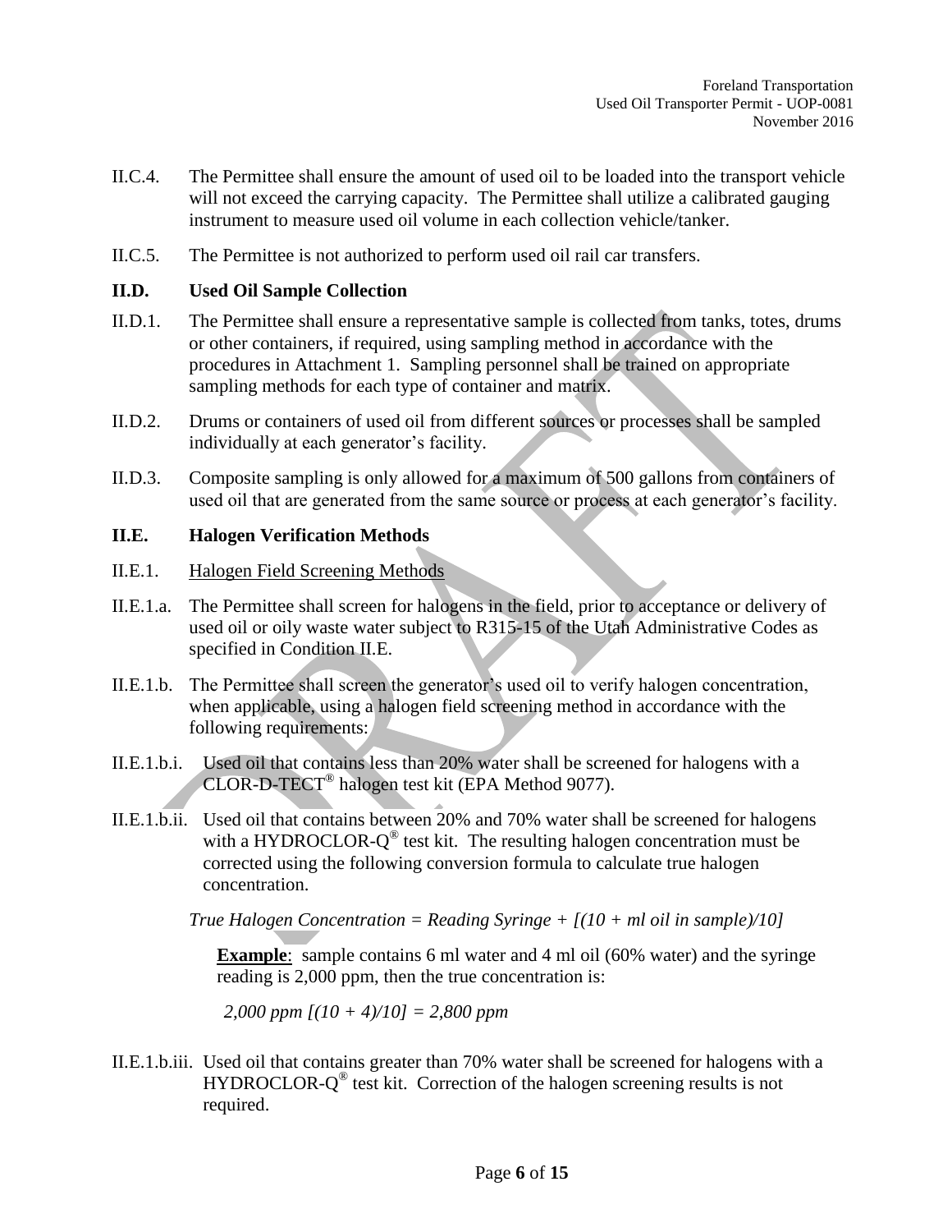II.C.4. The Permittee shall ensure the amount of used oil to be loaded into the transport vehicle will not exceed the carrying capacity. The Permittee shall utilize a calibrated gauging instrument to measure used oil volume in each collection vehicle/tanker.

II.C.5. The Permittee is not authorized to perform used oil rail car transfers.

### II.D. Used Oil Sample Collection

II.D.1. The Permittee shall ensure a representative sample is collected from tanks, totes, drums or other containers, if required, using sampling method in accordance with the procedures in Attachment 1. Sampling personnel shall be trained on appropriate sampling methods for each type of container and matrix.

II.D.2. Drums or containers of used oil from different sources or processes shall be sampled individually at each generator's facility.

II.D.3. Composite sampling is only allowed for a maximum of 500 gallons from containers of used oil that are generated from the same source or process at each generator's facility.

### II.E. Halogen Verification Methods

II.E.1. Halogen Field Screening Methods

II.E.1.a. The Permittee shall screen for halogens in the field, prior to acceptance or delivery of used oil or oily waste water subject to R315-15 of the Utah Administrative Codes as specified in Condition II.E.

II.E.1.b. The Permittee shall screen the generator's used oil to verify halogen concentration, when applicable, using a halogen field screening method in accordance with the following requirements:

II.E.1.b.i. Used oil that contains less than 20% water shall be screened for halogens with a CLOR-D-TECT® halogen test kit (EPA Method 9077).

II.E.1.b.ii. Used oil that contains between 20% and 70% water shall be screened for halogens with a HYDROCLOR-Q® test kit. The resulting halogen concentration must be corrected using the following conversion formula to calculate true halogen concentration.

*True Halogen Concentration = Reading Syringe + [(10 + ml oil in sample)/10]*

**Example**: sample contains 6 ml water and 4 ml oil (60% water) and the syringe reading is 2,000 ppm, then the true concentration is:

*2,000 ppm [(10 + 4)/10] = 2,800 ppm*

II.E.1.b.iii. Used oil that contains greater than 70% water shall be screened for halogens with a HYDROCLOR-Q® test kit. Correction of the halogen screening results is not required.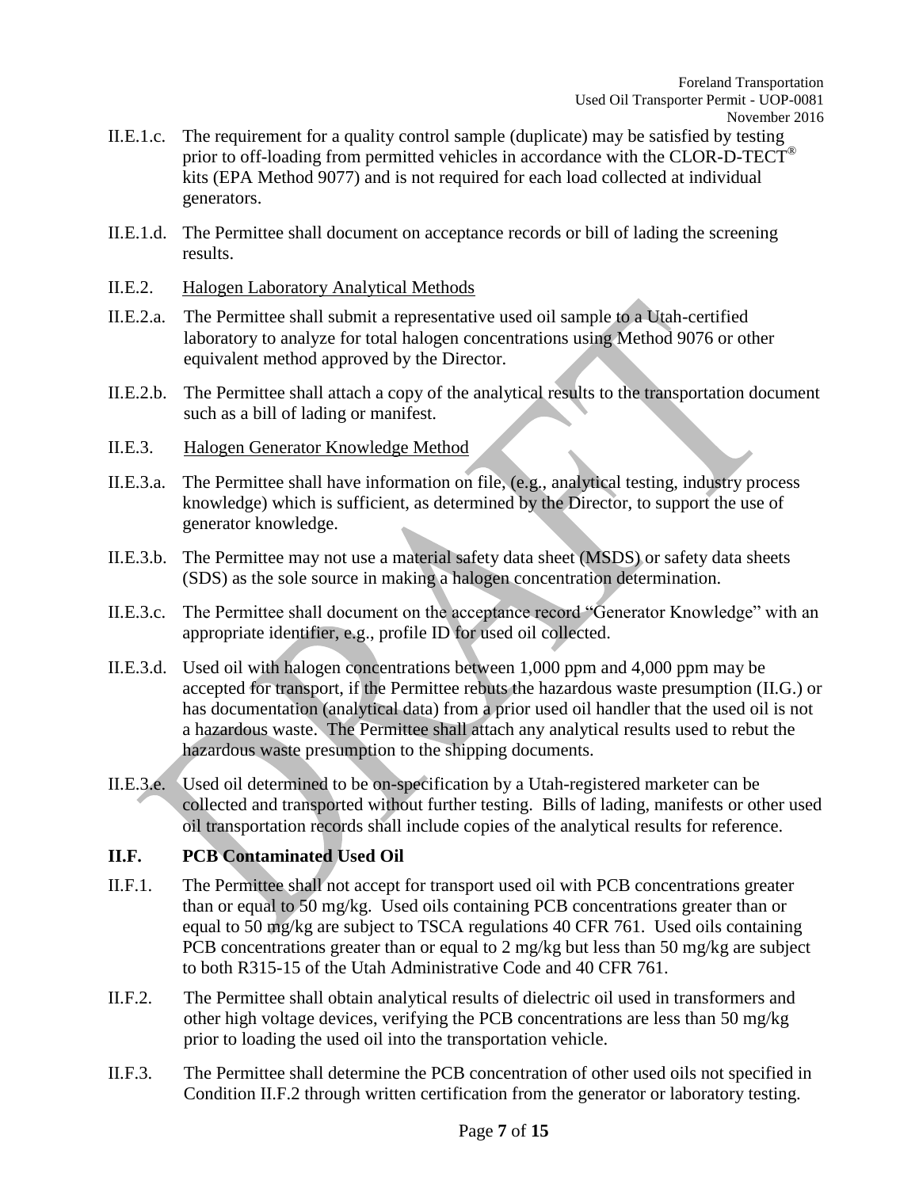II.E.1.c. The requirement for a quality control sample (duplicate) may be satisfied by testing prior to off-loading from permitted vehicles in accordance with the CLOR-D-TECT® kits (EPA Method 9077) and is not required for each load collected at individual generators.

II.E.1.d. The Permittee shall document on acceptance records or bill of lading the screening results.

II.E.2. Halogen Laboratory Analytical Methods

II.E.2.a. The Permittee shall submit a representative used oil sample to a Utah-certified laboratory to analyze for total halogen concentrations using Method 9076 or other equivalent method approved by the Director.

II.E.2.b. The Permittee shall attach a copy of the analytical results to the transportation document such as a bill of lading or manifest.

II.E.3. Halogen Generator Knowledge Method

II.E.3.a. The Permittee shall have information on file, (e.g., analytical testing, industry process knowledge) which is sufficient, as determined by the Director, to support the use of generator knowledge.

II.E.3.b. The Permittee may not use a material safety data sheet (MSDS) or safety data sheets (SDS) as the sole source in making a halogen concentration determination.

II.E.3.c. The Permittee shall document on the acceptance record "Generator Knowledge" with an appropriate identifier, e.g., profile ID for used oil collected.

II.E.3.d. Used oil with halogen concentrations between 1,000 ppm and 4,000 ppm may be accepted for transport, if the Permittee rebuts the hazardous waste presumption (II.G.) or has documentation (analytical data) from a prior used oil handler that the used oil is not a hazardous waste. The Permittee shall attach any analytical results used to rebut the hazardous waste presumption to the shipping documents.

II.E.3.e. Used oil determined to be on-specification by a Utah-registered marketer can be collected and transported without further testing. Bills of lading, manifests or other used oil transportation records shall include copies of the analytical results for reference.

## II.F. PCB Contaminated Used Oil

II.F.1. The Permittee shall not accept for transport used oil with PCB concentrations greater than or equal to 50 mg/kg. Used oils containing PCB concentrations greater than or equal to 50 mg/kg are subject to TSCA regulations 40 CFR 761. Used oils containing PCB concentrations greater than or equal to 2 mg/kg but less than 50 mg/kg are subject to both R315-15 of the Utah Administrative Code and 40 CFR 761.

II.F.2. The Permittee shall obtain analytical results of dielectric oil used in transformers and other high voltage devices, verifying the PCB concentrations are less than 50 mg/kg prior to loading the used oil into the transportation vehicle.

II.F.3. The Permittee shall determine the PCB concentration of other used oils not specified in Condition II.F.2 through written certification from the generator or laboratory testing.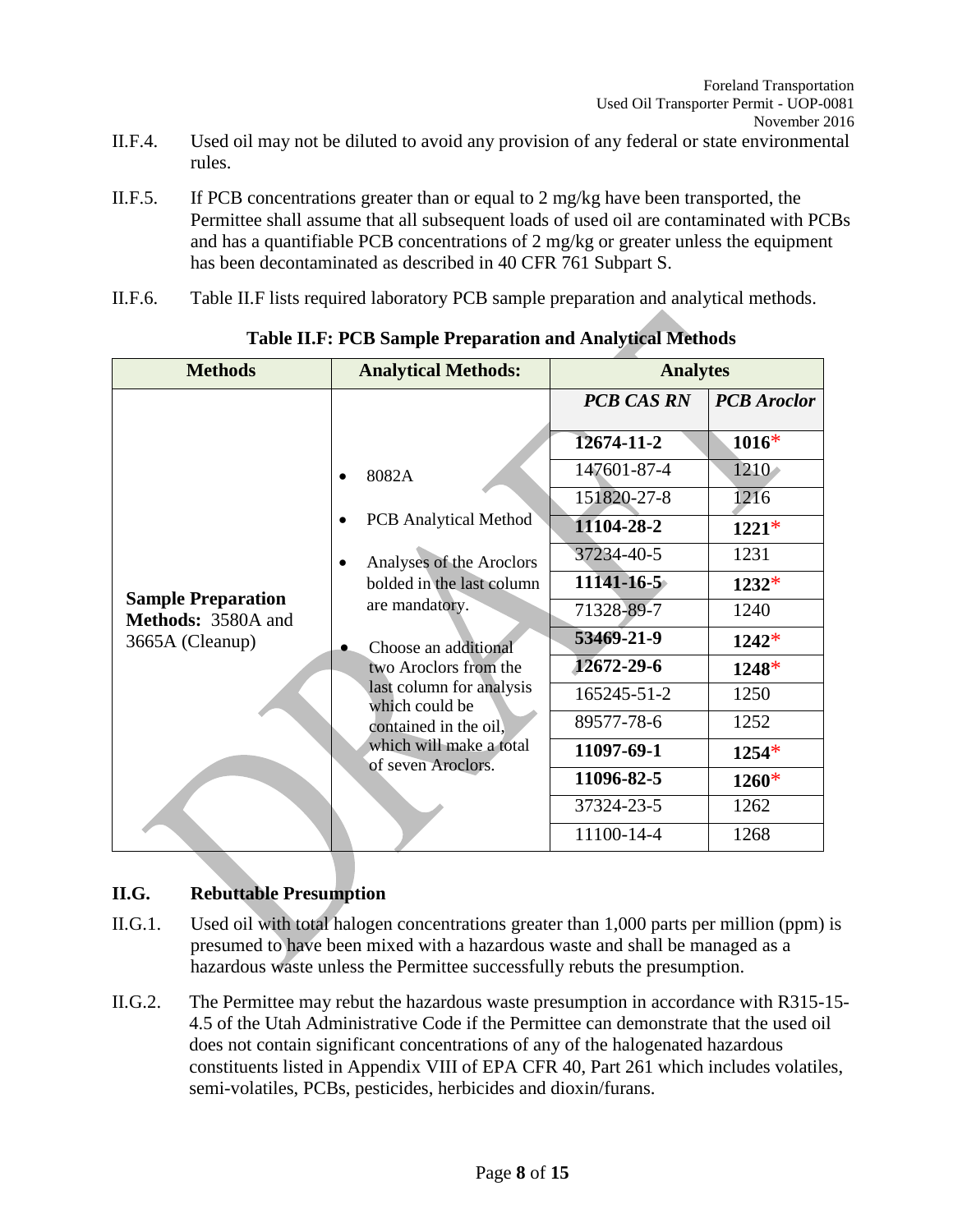II.F.4. Used oil may not be diluted to avoid any provision of any federal or state environmental rules.

II.F.5. If PCB concentrations greater than or equal to 2 mg/kg have been transported, the Permittee shall assume that all subsequent loads of used oil are contaminated with PCBs and has a quantifiable PCB concentrations of 2 mg/kg or greater unless the equipment has been decontaminated as described in 40 CFR 761 Subpart S.

II.F.6. Table II.F lists required laboratory PCB sample preparation and analytical methods.

**Table II.F: PCB Sample Preparation and Analytical Methods**

| Methods | Analytical Methods: | Analytes | |
|---|---|---|---|
| | | ***PCB CAS RN*** | ***PCB Aroclor*** |
| **Sample Preparation Methods:** 3580A and 3665A (Cleanup) | • 8082A<br>• PCB Analytical Method<br>• Analyses of the Aroclors bolded in the last column are mandatory.<br>• Choose an additional two Aroclors from the last column for analysis which could be contained in the oil, which will make a total of seven Aroclors. | **12674-11-2** | **1016*** |
| | | 147601-87-4 | 1210 |
| | | 151820-27-8 | 1216 |
| | | **11104-28-2** | **1221*** |
| | | 37234-40-5 | 1231 |
| | | **11141-16-5** | **1232*** |
| | | 71328-89-7 | 1240 |
| | | **53469-21-9** | **1242*** |
| | | **12672-29-6** | **1248*** |
| | | 165245-51-2 | 1250 |
| | | 89577-78-6 | 1252 |
| | | **11097-69-1** | **1254*** |
| | | **11096-82-5** | **1260*** |
| | | 37324-23-5 | 1262 |
| | | 11100-14-4 | 1268 |

## II.G. Rebuttable Presumption

II.G.1. Used oil with total halogen concentrations greater than 1,000 parts per million (ppm) is presumed to have been mixed with a hazardous waste and shall be managed as a hazardous waste unless the Permittee successfully rebuts the presumption.

II.G.2. The Permittee may rebut the hazardous waste presumption in accordance with R315-15-4.5 of the Utah Administrative Code if the Permittee can demonstrate that the used oil does not contain significant concentrations of any of the halogenated hazardous constituents listed in Appendix VIII of EPA CFR 40, Part 261 which includes volatiles, semi-volatiles, PCBs, pesticides, herbicides and dioxin/furans.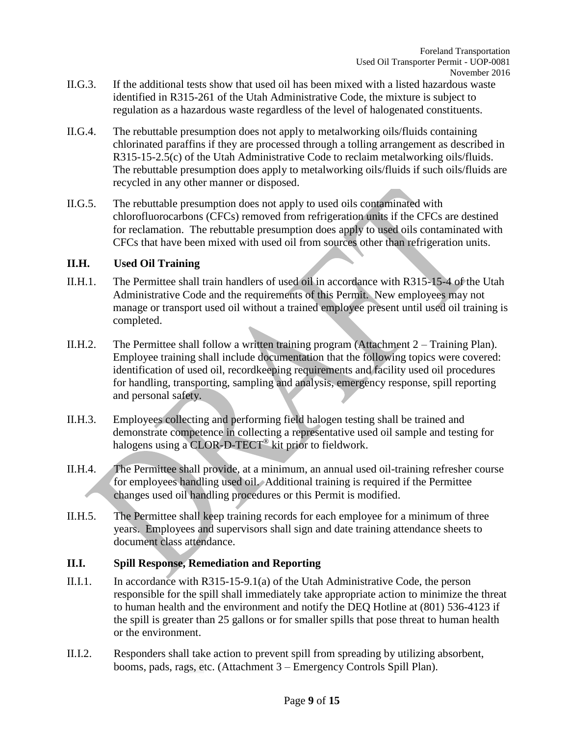II.G.3. If the additional tests show that used oil has been mixed with a listed hazardous waste identified in R315-261 of the Utah Administrative Code, the mixture is subject to regulation as a hazardous waste regardless of the level of halogenated constituents.

II.G.4. The rebuttable presumption does not apply to metalworking oils/fluids containing chlorinated paraffins if they are processed through a tolling arrangement as described in R315-15-2.5(c) of the Utah Administrative Code to reclaim metalworking oils/fluids. The rebuttable presumption does apply to metalworking oils/fluids if such oils/fluids are recycled in any other manner or disposed.

II.G.5. The rebuttable presumption does not apply to used oils contaminated with chlorofluorocarbons (CFCs) removed from refrigeration units if the CFCs are destined for reclamation. The rebuttable presumption does apply to used oils contaminated with CFCs that have been mixed with used oil from sources other than refrigeration units.

## II.H. Used Oil Training

II.H.1. The Permittee shall train handlers of used oil in accordance with R315-15-4 of the Utah Administrative Code and the requirements of this Permit. New employees may not manage or transport used oil without a trained employee present until used oil training is completed.

II.H.2. The Permittee shall follow a written training program (Attachment 2 – Training Plan). Employee training shall include documentation that the following topics were covered: identification of used oil, recordkeeping requirements and facility used oil procedures for handling, transporting, sampling and analysis, emergency response, spill reporting and personal safety.

II.H.3. Employees collecting and performing field halogen testing shall be trained and demonstrate competence in collecting a representative used oil sample and testing for halogens using a CLOR-D-TECT® kit prior to fieldwork.

II.H.4. The Permittee shall provide, at a minimum, an annual used oil-training refresher course for employees handling used oil. Additional training is required if the Permittee changes used oil handling procedures or this Permit is modified.

II.H.5. The Permittee shall keep training records for each employee for a minimum of three years. Employees and supervisors shall sign and date training attendance sheets to document class attendance.

## II.I. Spill Response, Remediation and Reporting

II.I.1. In accordance with R315-15-9.1(a) of the Utah Administrative Code, the person responsible for the spill shall immediately take appropriate action to minimize the threat to human health and the environment and notify the DEQ Hotline at (801) 536-4123 if the spill is greater than 25 gallons or for smaller spills that pose threat to human health or the environment.

II.I.2. Responders shall take action to prevent spill from spreading by utilizing absorbent, booms, pads, rags, etc. (Attachment 3 – Emergency Controls Spill Plan).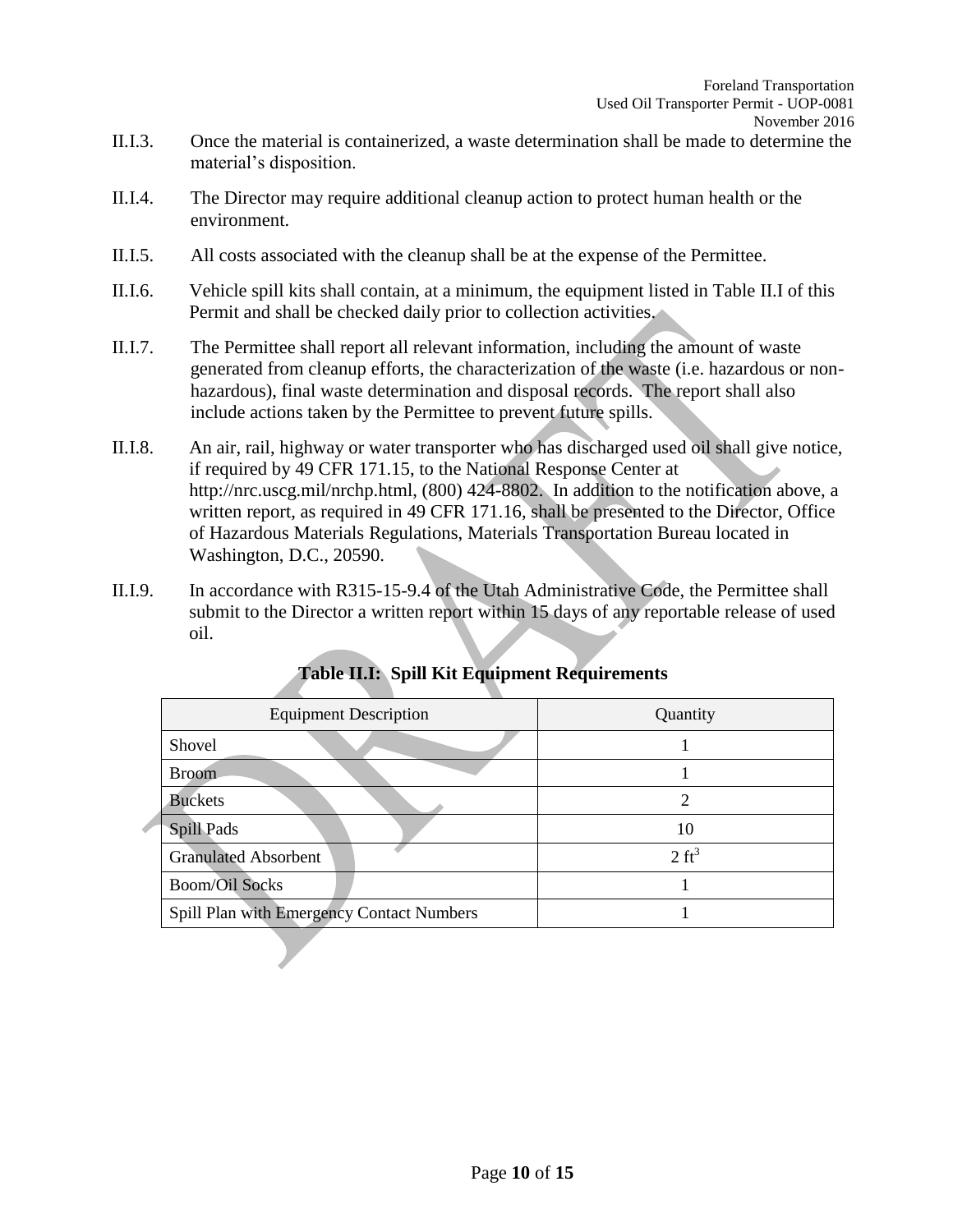II.I.3. Once the material is containerized, a waste determination shall be made to determine the material's disposition.

II.I.4. The Director may require additional cleanup action to protect human health or the environment.

II.I.5. All costs associated with the cleanup shall be at the expense of the Permittee.

II.I.6. Vehicle spill kits shall contain, at a minimum, the equipment listed in Table II.I of this Permit and shall be checked daily prior to collection activities.

II.I.7. The Permittee shall report all relevant information, including the amount of waste generated from cleanup efforts, the characterization of the waste (i.e. hazardous or non-hazardous), final waste determination and disposal records. The report shall also include actions taken by the Permittee to prevent future spills.

II.I.8. An air, rail, highway or water transporter who has discharged used oil shall give notice, if required by 49 CFR 171.15, to the National Response Center at http://nrc.uscg.mil/nrchp.html, (800) 424-8802. In addition to the notification above, a written report, as required in 49 CFR 171.16, shall be presented to the Director, Office of Hazardous Materials Regulations, Materials Transportation Bureau located in Washington, D.C., 20590.

II.I.9. In accordance with R315-15-9.4 of the Utah Administrative Code, the Permittee shall submit to the Director a written report within 15 days of any reportable release of used oil.

**Table II.I: Spill Kit Equipment Requirements**

| Equipment Description | Quantity |
|---|---|
| Shovel | 1 |
| Broom | 1 |
| Buckets | 2 |
| Spill Pads | 10 |
| Granulated Absorbent | 2 $ft^3$ |
| Boom/Oil Socks | 1 |
| Spill Plan with Emergency Contact Numbers | 1 |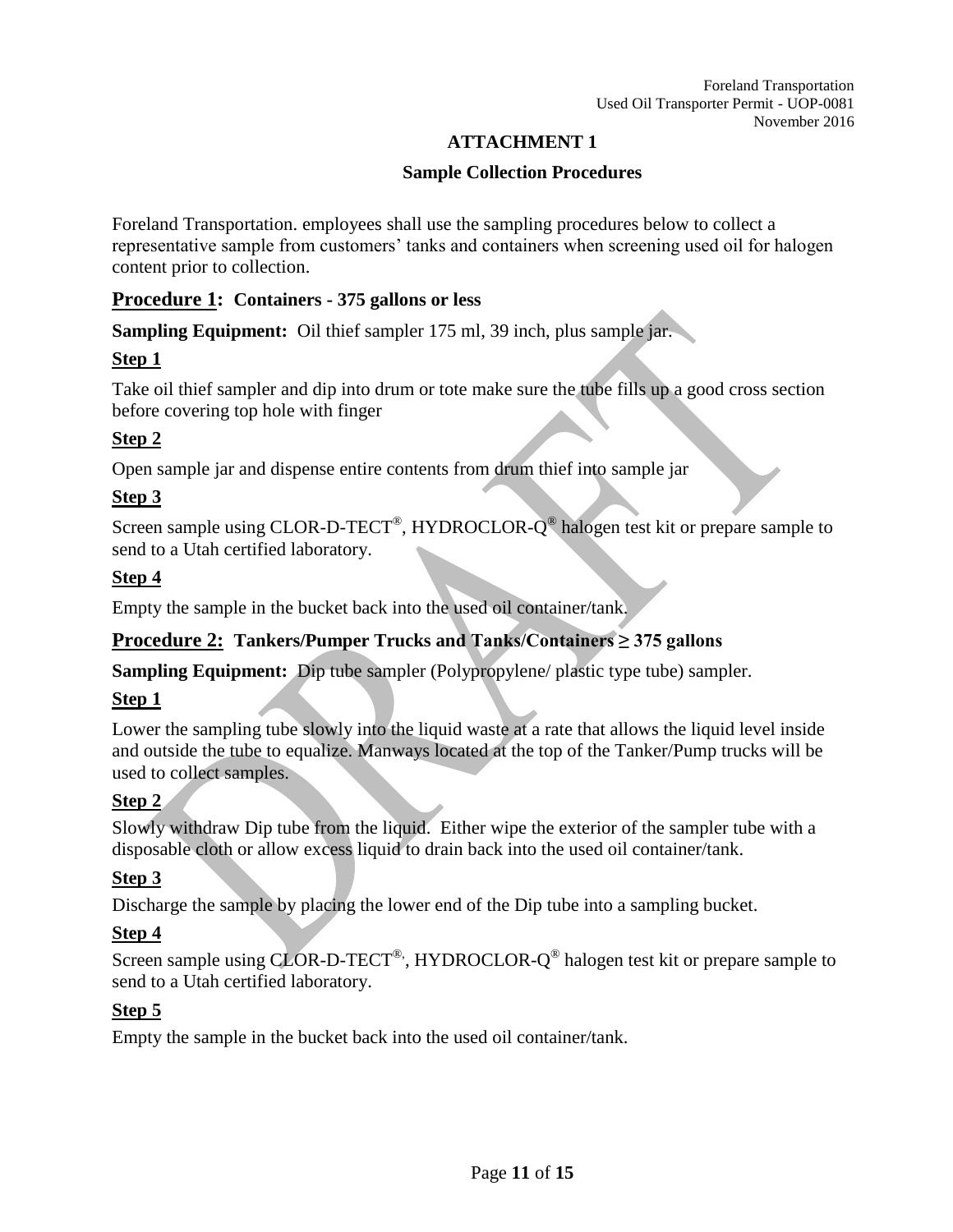# ATTACHMENT 1

## Sample Collection Procedures

Foreland Transportation. employees shall use the sampling procedures below to collect a representative sample from customers' tanks and containers when screening used oil for halogen content prior to collection.

### Procedure 1: Containers - 375 gallons or less

**Sampling Equipment:** Oil thief sampler 175 ml, 39 inch, plus sample jar.

**Step 1**

Take oil thief sampler and dip into drum or tote make sure the tube fills up a good cross section before covering top hole with finger

**Step 2**

Open sample jar and dispense entire contents from drum thief into sample jar

**Step 3**

Screen sample using CLOR-D-TECT®, HYDROCLOR-Q® halogen test kit or prepare sample to send to a Utah certified laboratory.

**Step 4**

Empty the sample in the bucket back into the used oil container/tank.

### Procedure 2: Tankers/Pumper Trucks and Tanks/Containers ≥ 375 gallons

**Sampling Equipment:** Dip tube sampler (Polypropylene/ plastic type tube) sampler.

**Step 1**

Lower the sampling tube slowly into the liquid waste at a rate that allows the liquid level inside and outside the tube to equalize. Manways located at the top of the Tanker/Pump trucks will be used to collect samples.

**Step 2**

Slowly withdraw Dip tube from the liquid. Either wipe the exterior of the sampler tube with a disposable cloth or allow excess liquid to drain back into the used oil container/tank.

**Step 3**

Discharge the sample by placing the lower end of the Dip tube into a sampling bucket.

**Step 4**

Screen sample using CLOR-D-TECT®, HYDROCLOR-Q® halogen test kit or prepare sample to send to a Utah certified laboratory.

**Step 5**

Empty the sample in the bucket back into the used oil container/tank.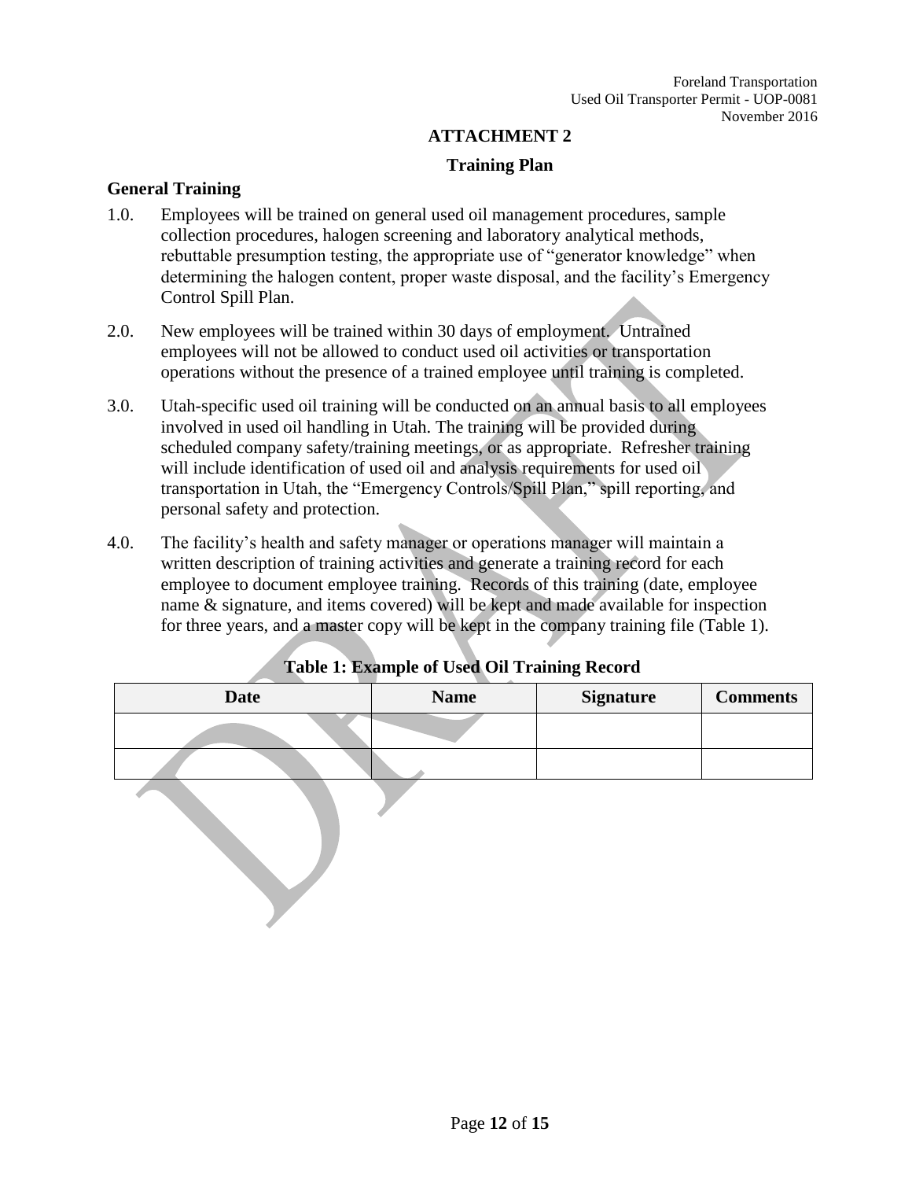# ATTACHMENT 2

## Training Plan

### General Training

1.0. Employees will be trained on general used oil management procedures, sample collection procedures, halogen screening and laboratory analytical methods, rebuttable presumption testing, the appropriate use of "generator knowledge" when determining the halogen content, proper waste disposal, and the facility's Emergency Control Spill Plan.

2.0. New employees will be trained within 30 days of employment. Untrained employees will not be allowed to conduct used oil activities or transportation operations without the presence of a trained employee until training is completed.

3.0. Utah-specific used oil training will be conducted on an annual basis to all employees involved in used oil handling in Utah. The training will be provided during scheduled company safety/training meetings, or as appropriate. Refresher training will include identification of used oil and analysis requirements for used oil transportation in Utah, the "Emergency Controls/Spill Plan," spill reporting, and personal safety and protection.

4.0. The facility's health and safety manager or operations manager will maintain a written description of training activities and generate a training record for each employee to document employee training. Records of this training (date, employee name & signature, and items covered) will be kept and made available for inspection for three years, and a master copy will be kept in the company training file (Table 1).

**Table 1: Example of Used Oil Training Record**

| Date | Name | Signature | Comments |
|---|---|---|---|
| | | | |
| | | | |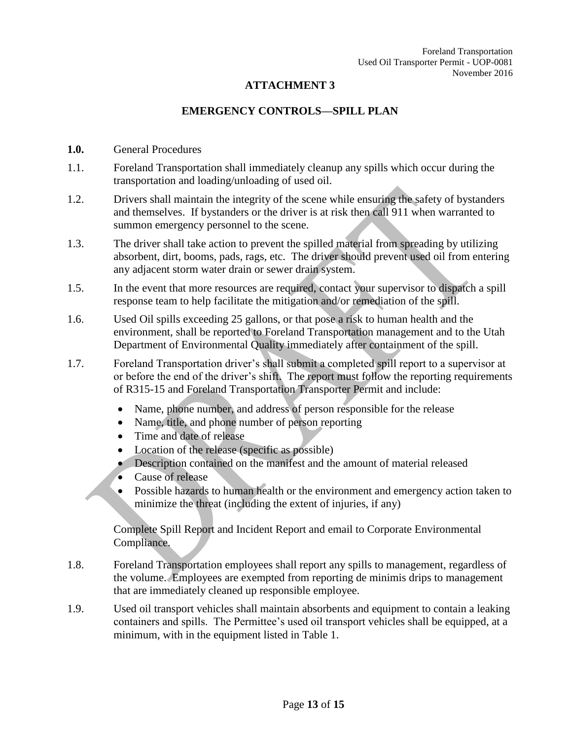# ATTACHMENT 3

## EMERGENCY CONTROLS—SPILL PLAN

**1.0.** General Procedures

1.1. Foreland Transportation shall immediately cleanup any spills which occur during the transportation and loading/unloading of used oil.

1.2. Drivers shall maintain the integrity of the scene while ensuring the safety of bystanders and themselves. If bystanders or the driver is at risk then call 911 when warranted to summon emergency personnel to the scene.

1.3. The driver shall take action to prevent the spilled material from spreading by utilizing absorbent, dirt, booms, pads, rags, etc. The driver should prevent used oil from entering any adjacent storm water drain or sewer drain system.

1.5. In the event that more resources are required, contact your supervisor to dispatch a spill response team to help facilitate the mitigation and/or remediation of the spill.

1.6. Used Oil spills exceeding 25 gallons, or that pose a risk to human health and the environment, shall be reported to Foreland Transportation management and to the Utah Department of Environmental Quality immediately after containment of the spill.

1.7. Foreland Transportation driver's shall submit a completed spill report to a supervisor at or before the end of the driver's shift. The report must follow the reporting requirements of R315-15 and Foreland Transportation Transporter Permit and include:

- Name, phone number, and address of person responsible for the release
- Name, title, and phone number of person reporting
- Time and date of release
- Location of the release (specific as possible)
- Description contained on the manifest and the amount of material released
- Cause of release
- Possible hazards to human health or the environment and emergency action taken to minimize the threat (including the extent of injuries, if any)

Complete Spill Report and Incident Report and email to Corporate Environmental Compliance.

1.8. Foreland Transportation employees shall report any spills to management, regardless of the volume. Employees are exempted from reporting de minimis drips to management that are immediately cleaned up responsible employee.

1.9. Used oil transport vehicles shall maintain absorbents and equipment to contain a leaking containers and spills. The Permittee's used oil transport vehicles shall be equipped, at a minimum, with in the equipment listed in Table 1.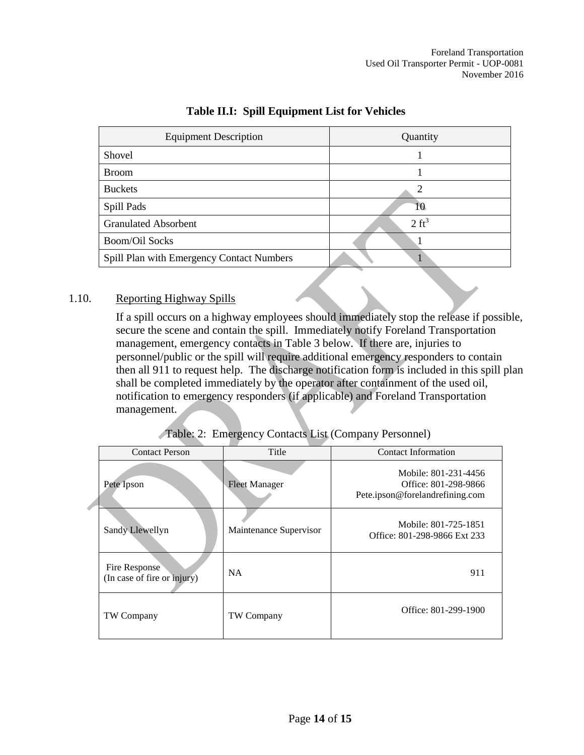**Table II.I: Spill Equipment List for Vehicles**

| Equipment Description | Quantity |
|---|---|
| Shovel | 1 |
| Broom | 1 |
| Buckets | 2 |
| Spill Pads | 10 |
| Granulated Absorbent | 2 $ft^3$ |
| Boom/Oil Socks | 1 |
| Spill Plan with Emergency Contact Numbers | 1 |

1.10. Reporting Highway Spills

If a spill occurs on a highway employees should immediately stop the release if possible, secure the scene and contain the spill. Immediately notify Foreland Transportation management, emergency contacts in Table 3 below. If there are, injuries to personnel/public or the spill will require additional emergency responders to contain then all 911 to request help. The discharge notification form is included in this spill plan shall be completed immediately by the operator after containment of the used oil, notification to emergency responders (if applicable) and Foreland Transportation management.

Table: 2: Emergency Contacts List (Company Personnel)

| Contact Person | Title | Contact Information |
|---|---|---|
| Pete Ipson | Fleet Manager | Mobile: 801-231-4456<br>Office: 801-298-9866<br>Pete.ipson@forelandrefining.com |
| Sandy Llewellyn | Maintenance Supervisor | Mobile: 801-725-1851<br>Office: 801-298-9866 Ext 233 |
| Fire Response (In case of fire or injury) | NA | 911 |
| TW Company | TW Company | Office: 801-299-1900 |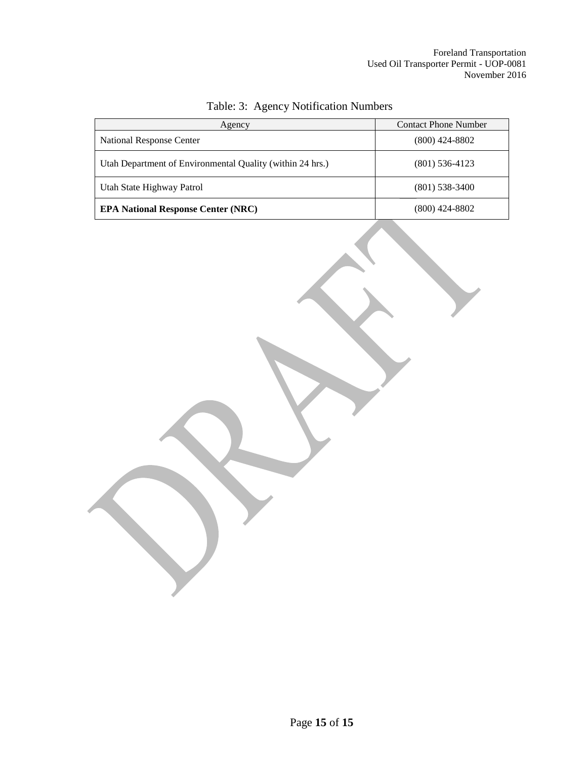Table: 3: Agency Notification Numbers

| Agency | Contact Phone Number |
|---|---|
| National Response Center | (800) 424-8802 |
| Utah Department of Environmental Quality (within 24 hrs.) | (801) 536-4123 |
| Utah State Highway Patrol | (801) 538-3400 |
| **EPA National Response Center (NRC)** | (800) 424-8802 |

DRAFT